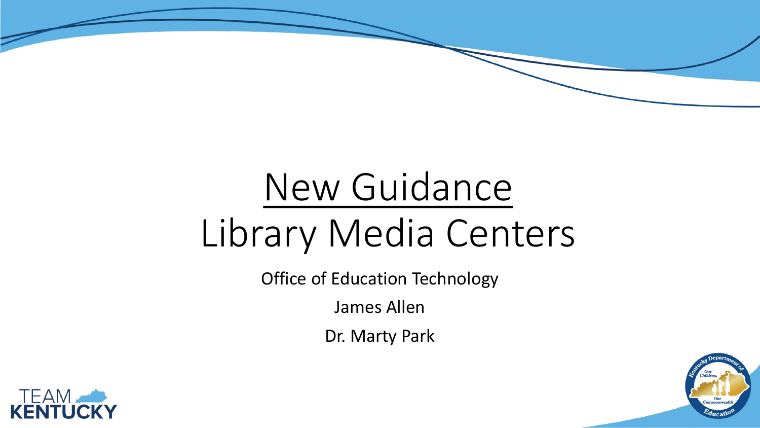# New Guidance
# Library Media Centers

Office of Education Technology

James Allen

Dr. Marty Park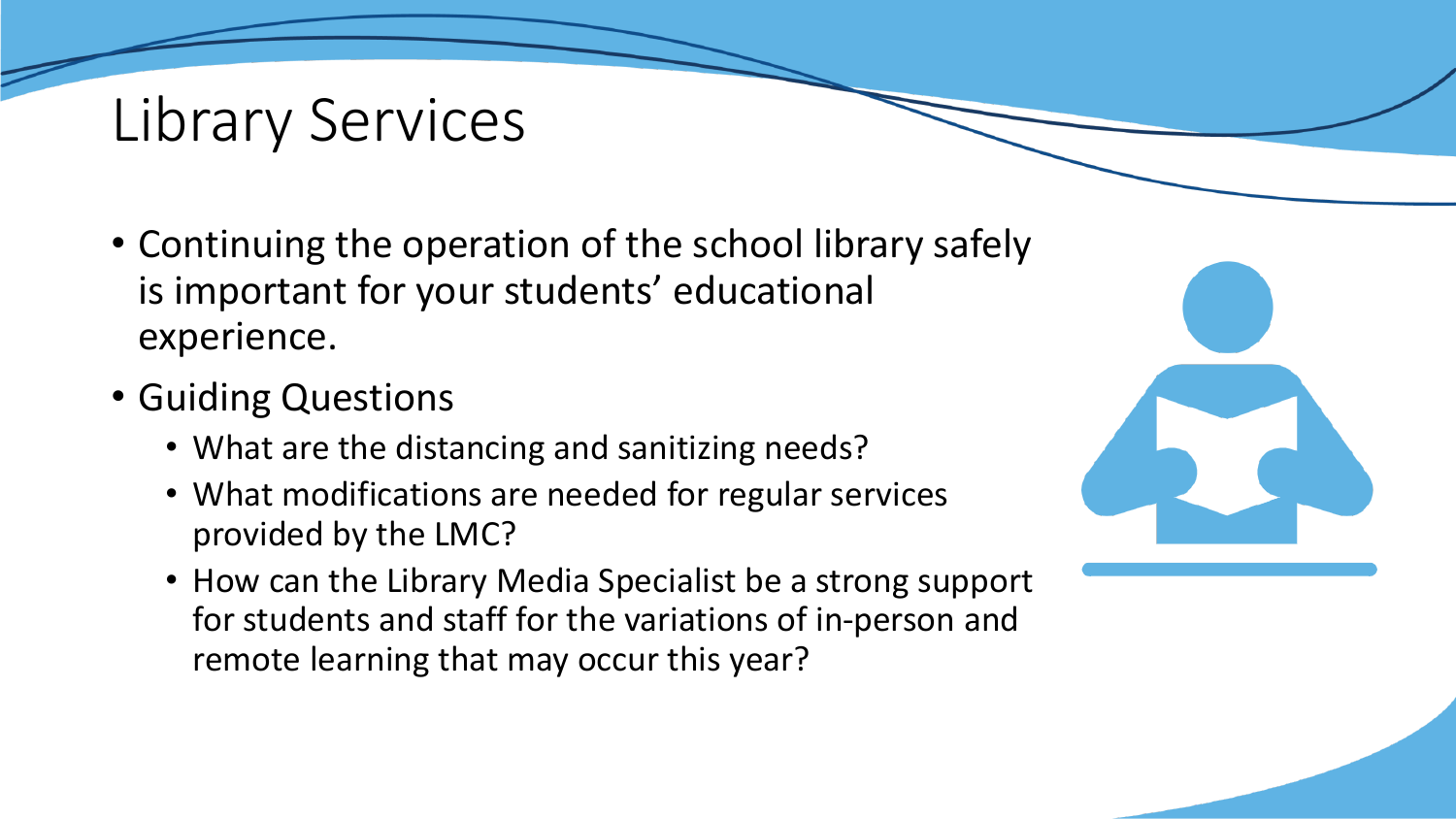# Library Services

- Continuing the operation of the school library safely is important for your students' educational experience.
- Guiding Questions
  - What are the distancing and sanitizing needs?
  - What modifications are needed for regular services provided by the LMC?
  - How can the Library Media Specialist be a strong support for students and staff for the variations of in-person and remote learning that may occur this year?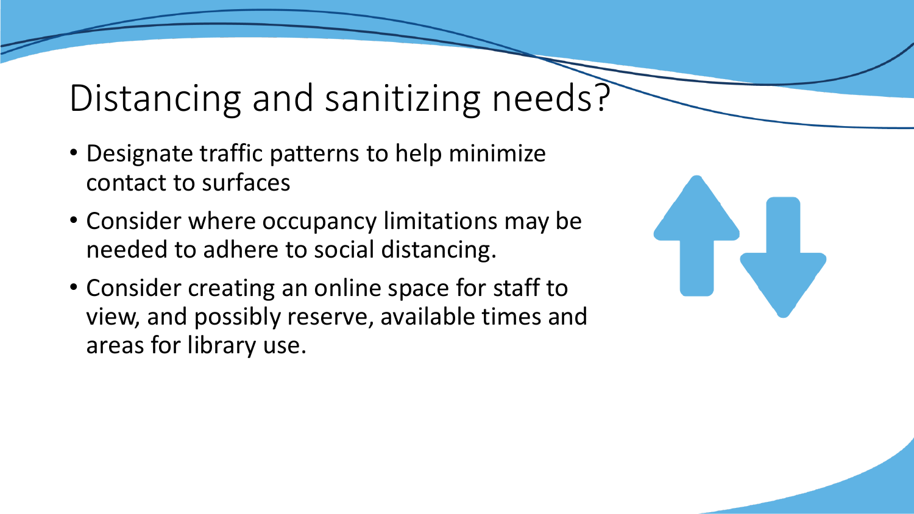# Distancing and sanitizing needs?

- Designate traffic patterns to help minimize contact to surfaces
- Consider where occupancy limitations may be needed to adhere to social distancing.
- Consider creating an online space for staff to view, and possibly reserve, available times and areas for library use.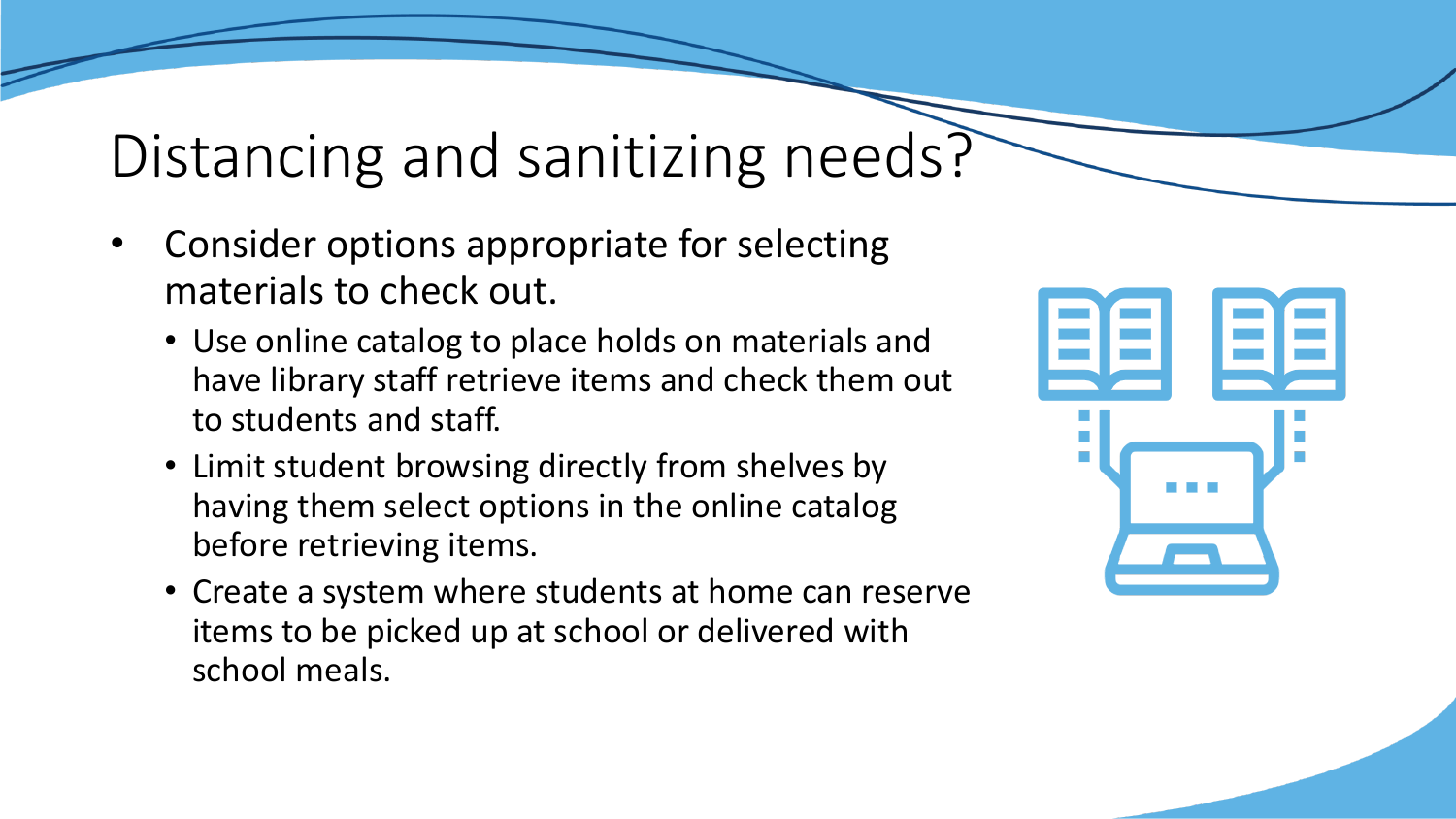# Distancing and sanitizing needs?

- Consider options appropriate for selecting materials to check out.
  - Use online catalog to place holds on materials and have library staff retrieve items and check them out to students and staff.
  - Limit student browsing directly from shelves by having them select options in the online catalog before retrieving items.
  - Create a system where students at home can reserve items to be picked up at school or delivered with school meals.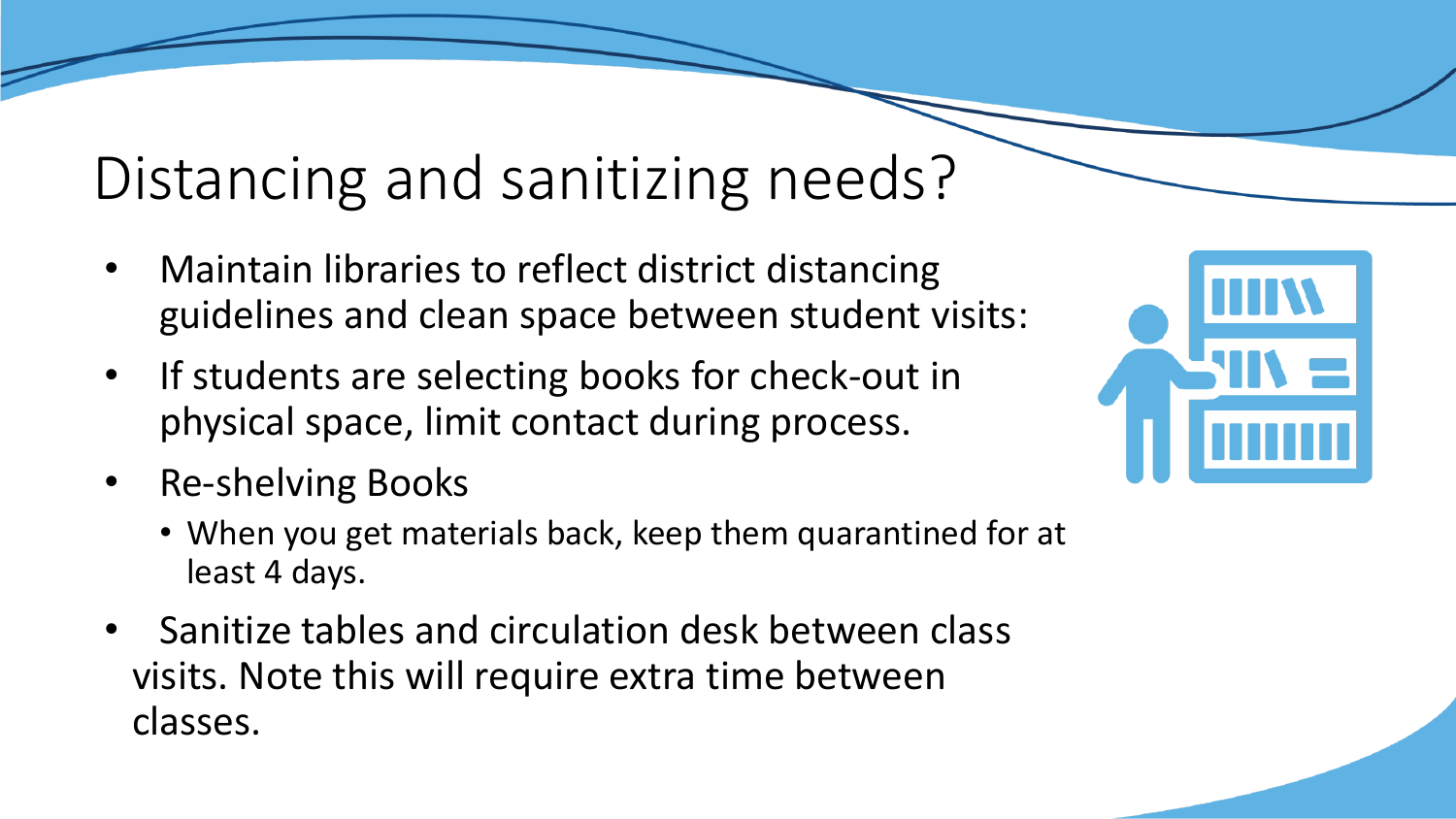# Distancing and sanitizing needs?

- Maintain libraries to reflect district distancing guidelines and clean space between student visits:
- If students are selecting books for check-out in physical space, limit contact during process.
- Re-shelving Books
  - When you get materials back, keep them quarantined for at least 4 days.
- Sanitize tables and circulation desk between class visits. Note this will require extra time between classes.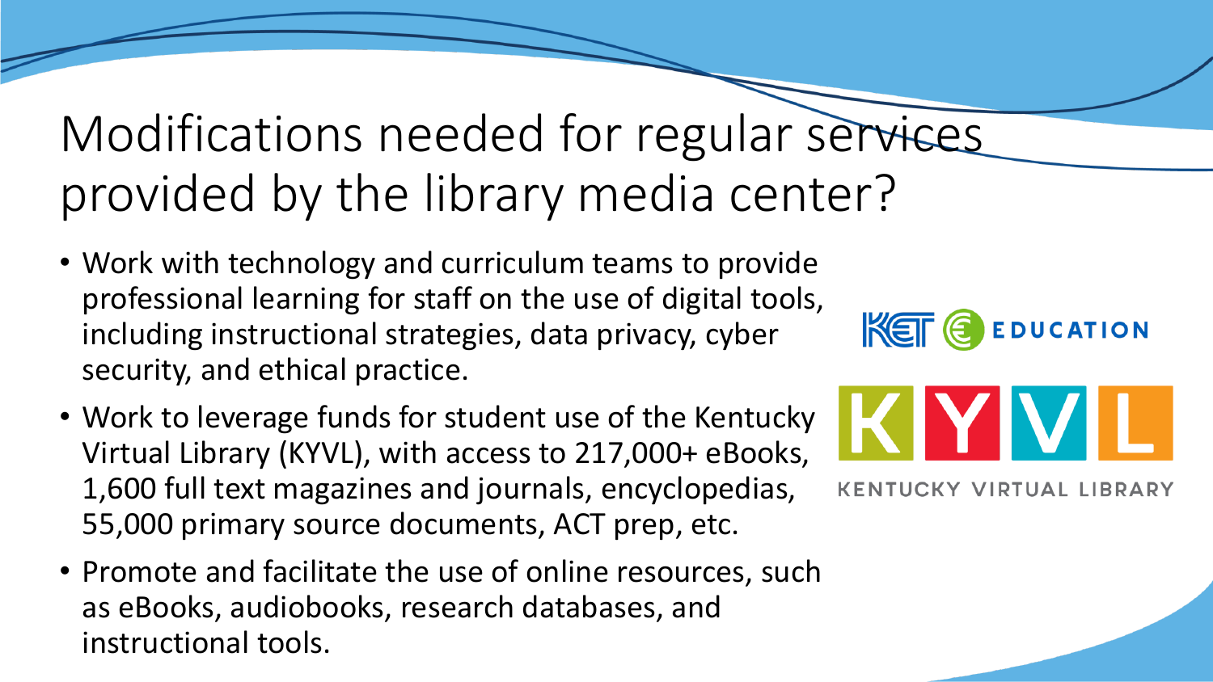# Modifications needed for regular services provided by the library media center?

- Work with technology and curriculum teams to provide professional learning for staff on the use of digital tools, including instructional strategies, data privacy, cyber security, and ethical practice.
- Work to leverage funds for student use of the Kentucky Virtual Library (KYVL), with access to 217,000+ eBooks, 1,600 full text magazines and journals, encyclopedias, 55,000 primary source documents, ACT prep, etc.
- Promote and facilitate the use of online resources, such as eBooks, audiobooks, research databases, and instructional tools.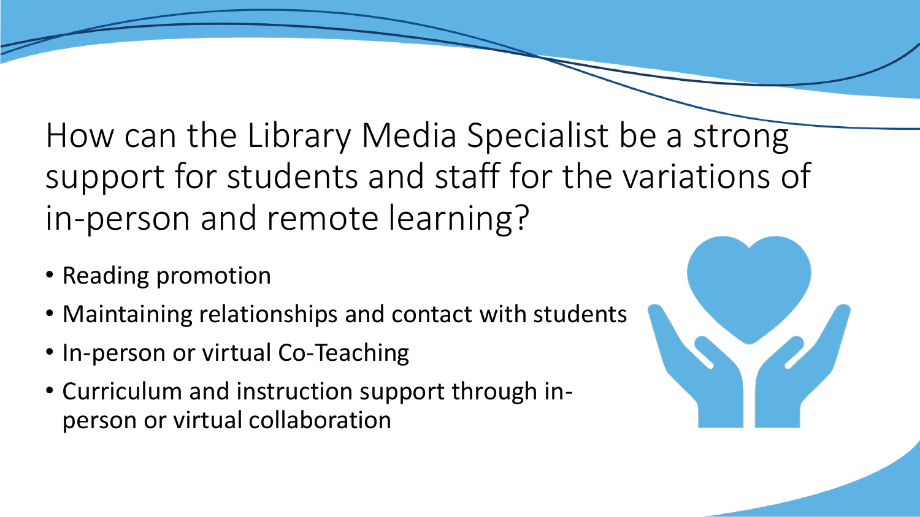# How can the Library Media Specialist be a strong support for students and staff for the variations of in-person and remote learning?

- Reading promotion
- Maintaining relationships and contact with students
- In-person or virtual Co-Teaching
- Curriculum and instruction support through in-person or virtual collaboration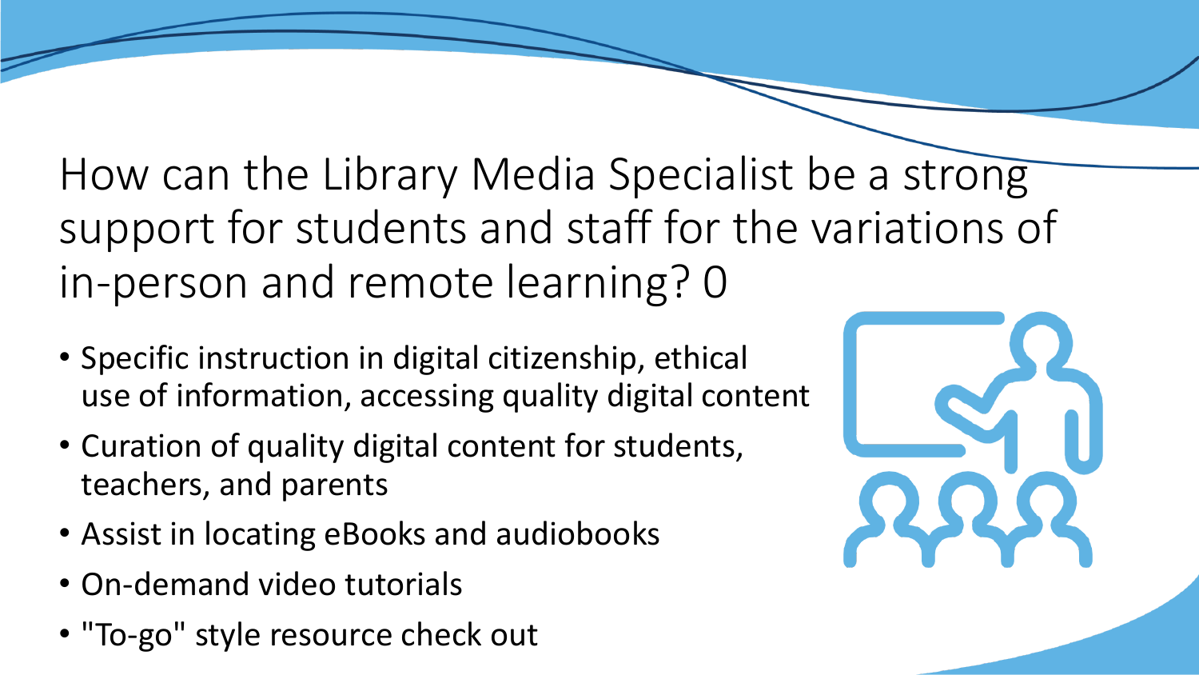# How can the Library Media Specialist be a strong support for students and staff for the variations of in-person and remote learning? 0

- Specific instruction in digital citizenship, ethical use of information, accessing quality digital content
- Curation of quality digital content for students, teachers, and parents
- Assist in locating eBooks and audiobooks
- On-demand video tutorials
- "To-go" style resource check out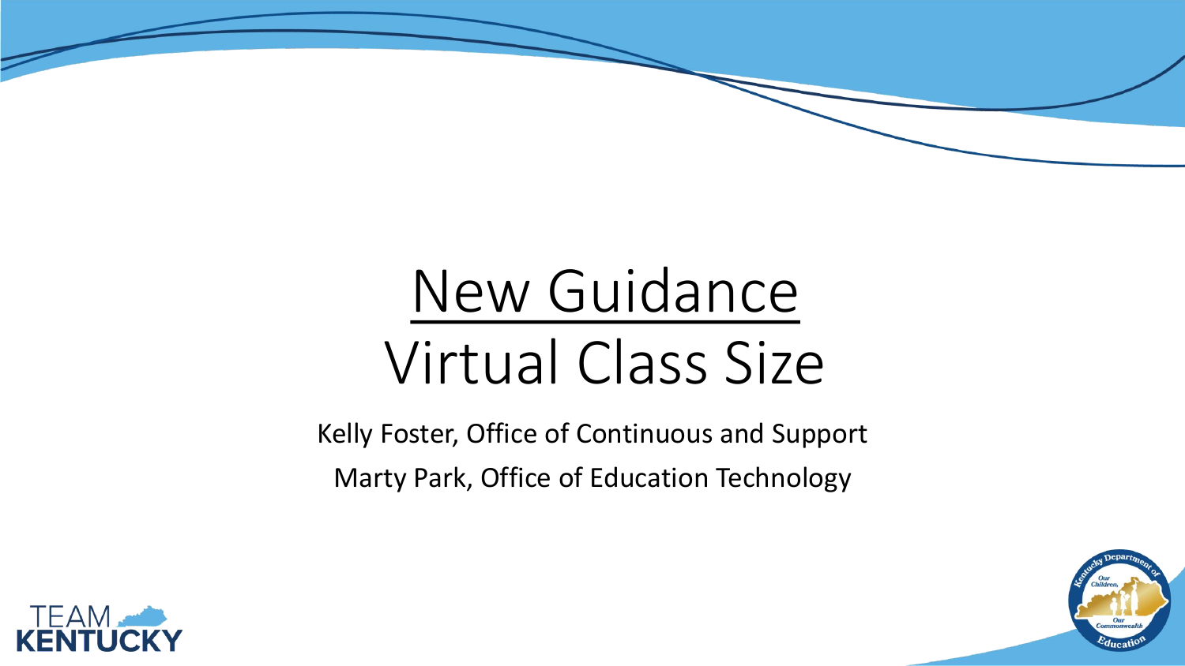# New Guidance

# Virtual Class Size

Kelly Foster, Office of Continuous and Support

Marty Park, Office of Education Technology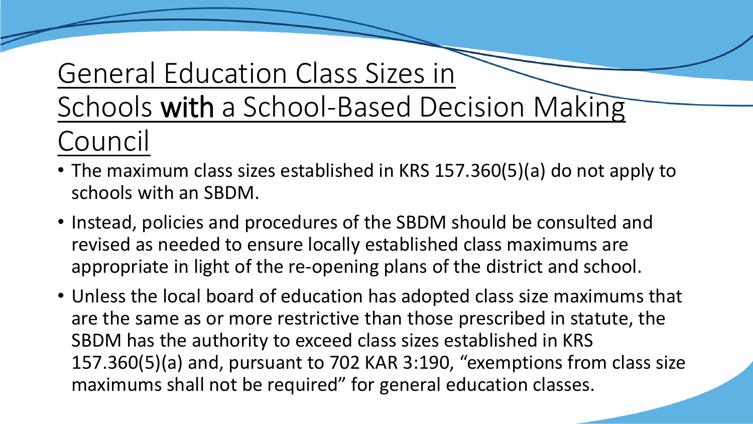# General Education Class Sizes in Schools **with** a School-Based Decision Making Council

- The maximum class sizes established in KRS 157.360(5)(a) do not apply to schools with an SBDM.
- Instead, policies and procedures of the SBDM should be consulted and revised as needed to ensure locally established class maximums are appropriate in light of the re-opening plans of the district and school.
- Unless the local board of education has adopted class size maximums that are the same as or more restrictive than those prescribed in statute, the SBDM has the authority to exceed class sizes established in KRS 157.360(5)(a) and, pursuant to 702 KAR 3:190, "exemptions from class size maximums shall not be required" for general education classes.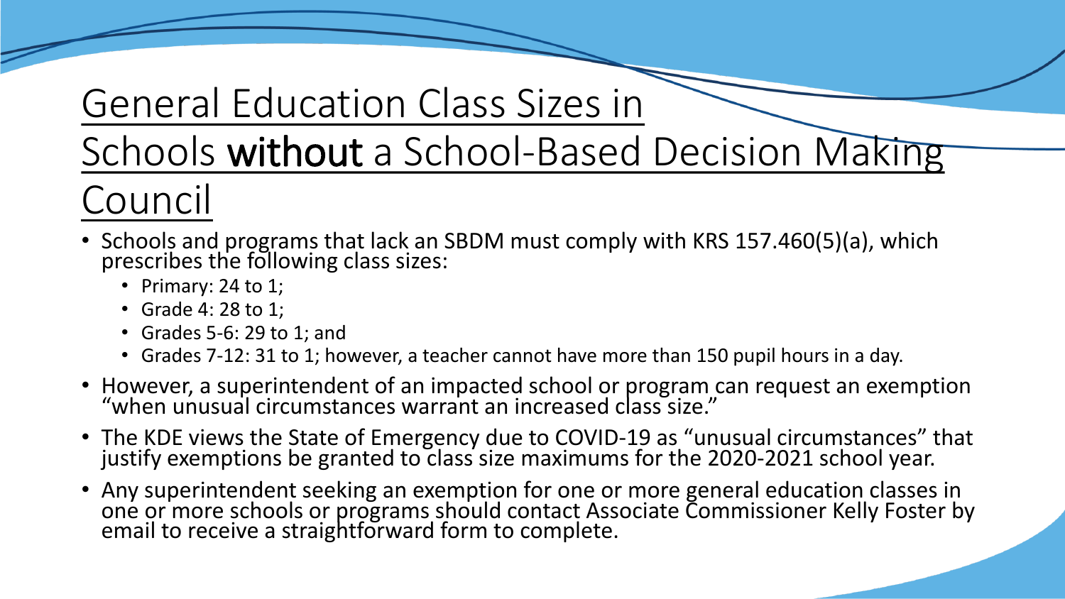# General Education Class Sizes in Schools **without** a School-Based Decision Making Council

- Schools and programs that lack an SBDM must comply with KRS 157.460(5)(a), which prescribes the following class sizes:
  - Primary: 24 to 1;
  - Grade 4: 28 to 1;
  - Grades 5-6: 29 to 1; and
  - Grades 7-12: 31 to 1; however, a teacher cannot have more than 150 pupil hours in a day.
- However, a superintendent of an impacted school or program can request an exemption "when unusual circumstances warrant an increased class size."
- The KDE views the State of Emergency due to COVID-19 as "unusual circumstances" that justify exemptions be granted to class size maximums for the 2020-2021 school year.
- Any superintendent seeking an exemption for one or more general education classes in one or more schools or programs should contact Associate Commissioner Kelly Foster by email to receive a straightforward form to complete.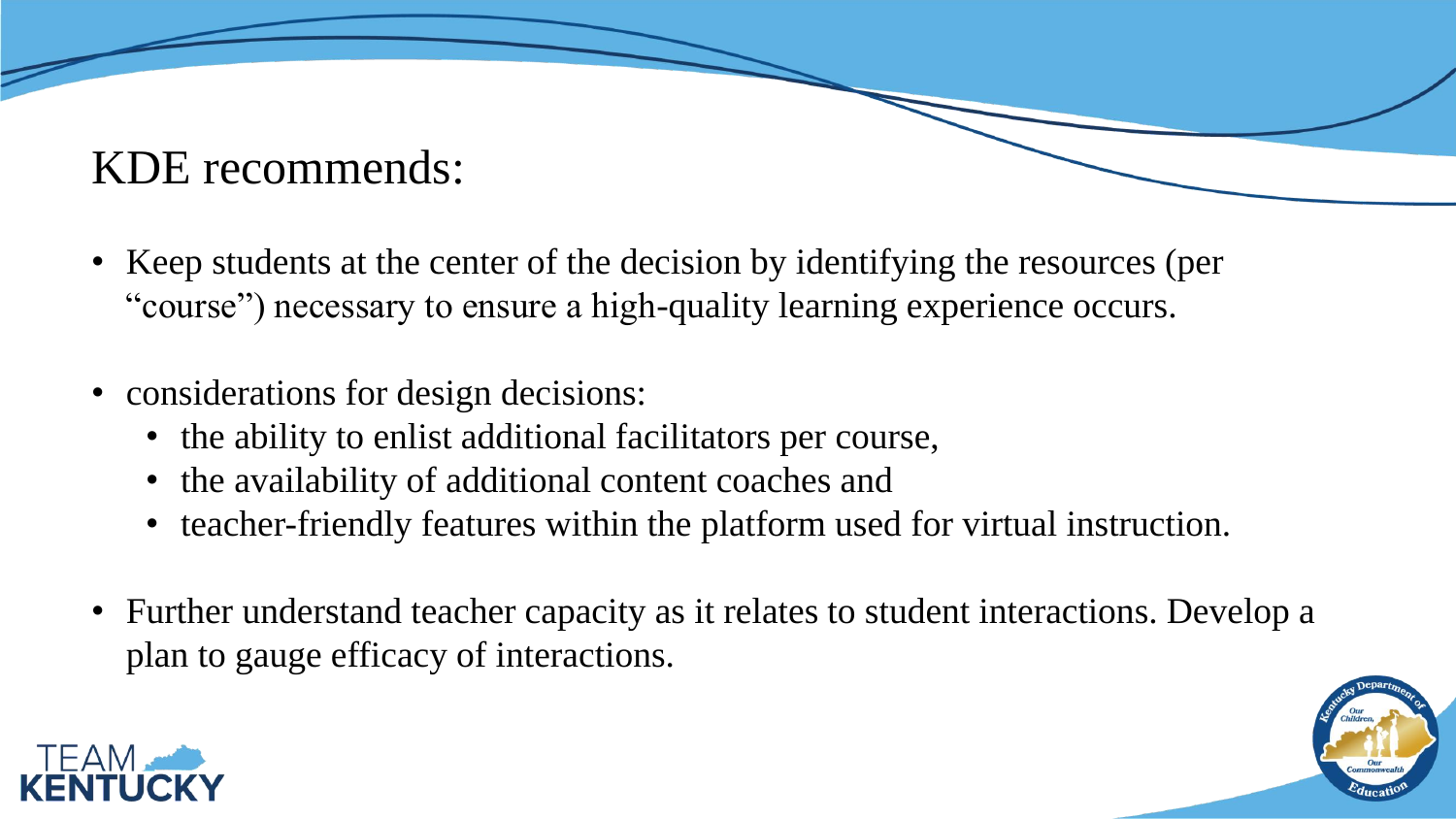# KDE recommends:

- Keep students at the center of the decision by identifying the resources (per "course") necessary to ensure a high-quality learning experience occurs.
- considerations for design decisions:
  - the ability to enlist additional facilitators per course,
  - the availability of additional content coaches and
  - teacher-friendly features within the platform used for virtual instruction.
- Further understand teacher capacity as it relates to student interactions. Develop a plan to gauge efficacy of interactions.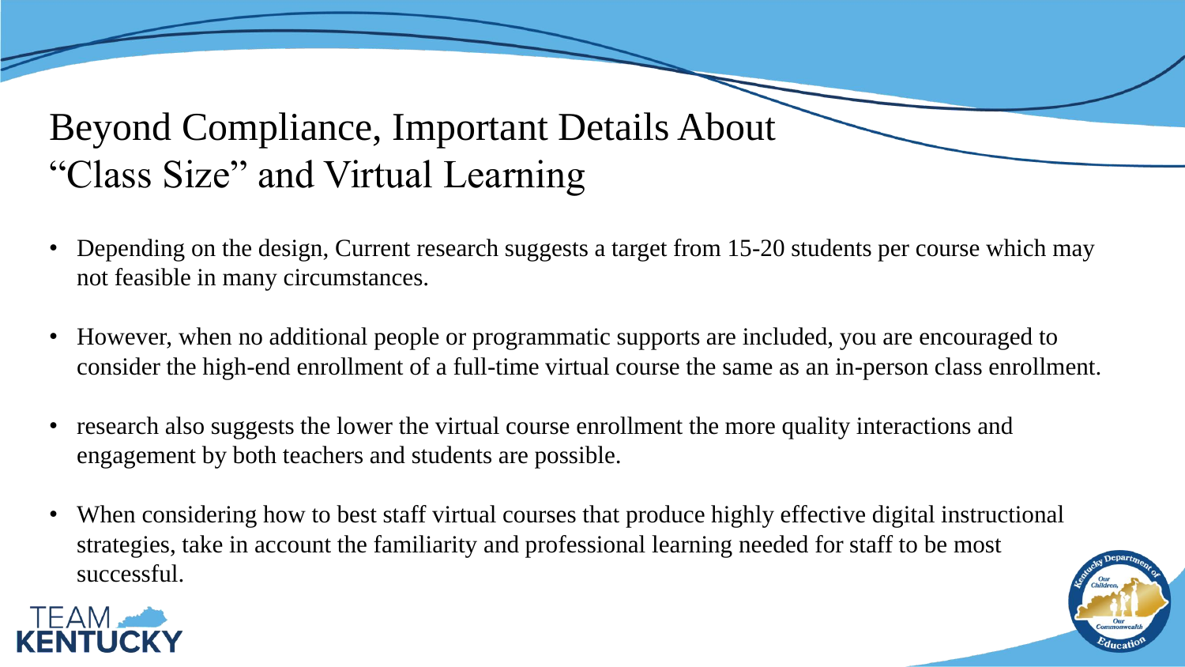# Beyond Compliance, Important Details About "Class Size" and Virtual Learning

- Depending on the design, Current research suggests a target from 15-20 students per course which may not feasible in many circumstances.
- However, when no additional people or programmatic supports are included, you are encouraged to consider the high-end enrollment of a full-time virtual course the same as an in-person class enrollment.
- research also suggests the lower the virtual course enrollment the more quality interactions and engagement by both teachers and students are possible.
- When considering how to best staff virtual courses that produce highly effective digital instructional strategies, take in account the familiarity and professional learning needed for staff to be most successful.